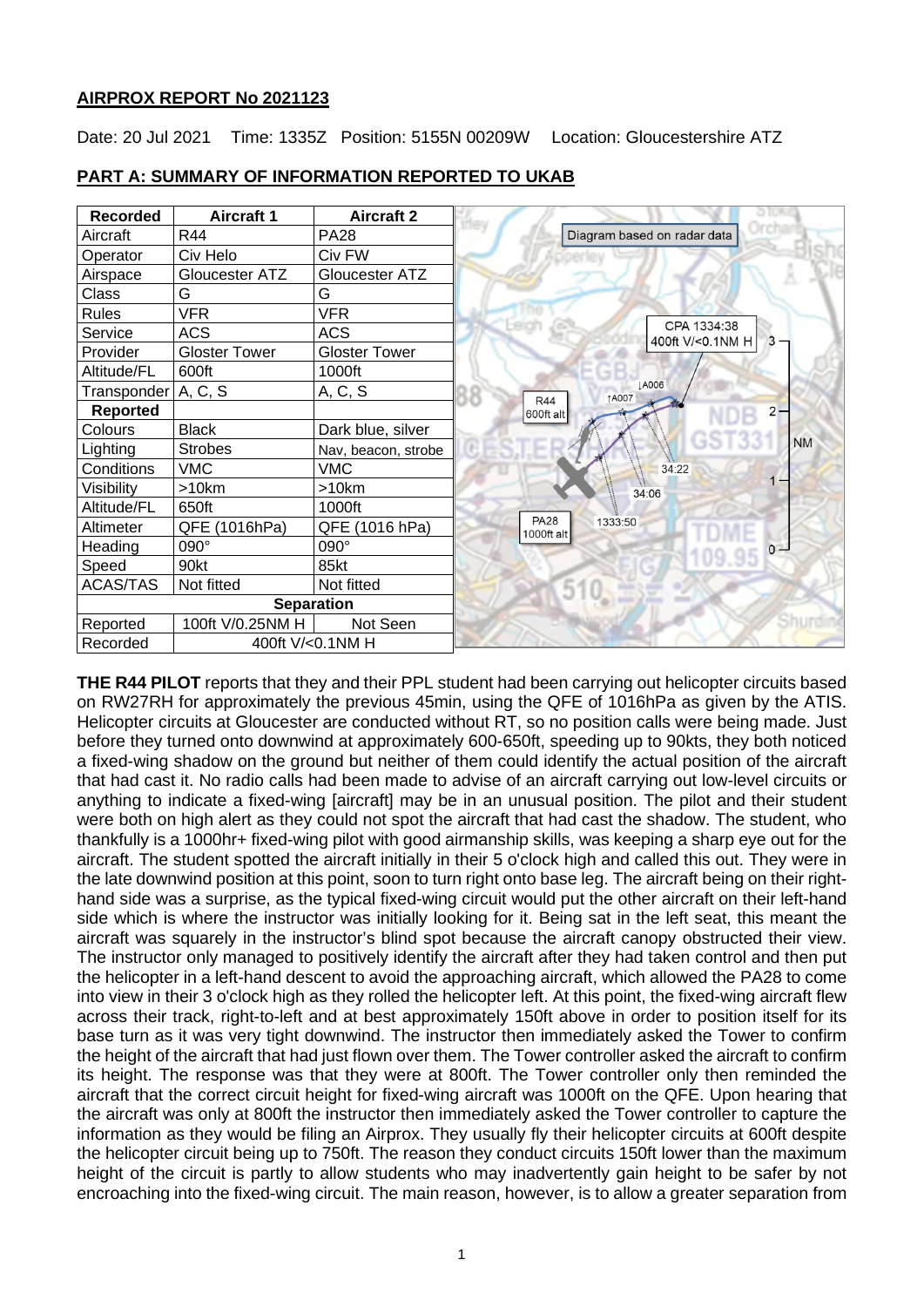## AIRPROX REPORT No 2021123

Date: 20 Jul 2021 Time: 1335Z Position: 5155N 00209W Location: Gloucestershire ATZ

## PART A: SUMMARY OF INFORMATION REPORTED TO UKAB

| Recorded | Aircraft 1 | Aircraft 2 |
|---|---|---|
| Aircraft | R44 | PA28 |
| Operator | Civ Helo | Civ FW |
| Airspace | Gloucester ATZ | Gloucester ATZ |
| Class | G | G |
| Rules | VFR | VFR |
| Service | ACS | ACS |
| Provider | Gloster Tower | Gloster Tower |
| Altitude/FL | 600ft | 1000ft |
| Transponder | A, C, S | A, C, S |
| **Reported** | | |
| Colours | Black | Dark blue, silver |
| Lighting | Strobes | Nav, beacon, strobe |
| Conditions | VMC | VMC |
| Visibility | >10km | >10km |
| Altitude/FL | 650ft | 1000ft |
| Altimeter | QFE (1016hPa) | QFE (1016 hPa) |
| Heading | 090° | 090° |
| Speed | 90kt | 85kt |
| ACAS/TAS | Not fitted | Not fitted |
| **Separation** | | |
| Reported | 100ft V/0.25NM H | Not Seen |
| Recorded | 400ft V/<0.1NM H | |

Diagram based on radar data

CPA 1334:38 400ft V/<0.1NM H

**THE R44 PILOT** reports that they and their PPL student had been carrying out helicopter circuits based on RW27RH for approximately the previous 45min, using the QFE of 1016hPa as given by the ATIS. Helicopter circuits at Gloucester are conducted without RT, so no position calls were being made. Just before they turned onto downwind at approximately 600-650ft, speeding up to 90kts, they both noticed a fixed-wing shadow on the ground but neither of them could identify the actual position of the aircraft that had cast it. No radio calls had been made to advise of an aircraft carrying out low-level circuits or anything to indicate a fixed-wing [aircraft] may be in an unusual position. The pilot and their student were both on high alert as they could not spot the aircraft that had cast the shadow. The student, who thankfully is a 1000hr+ fixed-wing pilot with good airmanship skills, was keeping a sharp eye out for the aircraft. The student spotted the aircraft initially in their 5 o'clock high and called this out. They were in the late downwind position at this point, soon to turn right onto base leg. The aircraft being on their right-hand side was a surprise, as the typical fixed-wing circuit would put the other aircraft on their left-hand side which is where the instructor was initially looking for it. Being sat in the left seat, this meant the aircraft was squarely in the instructor's blind spot because the aircraft canopy obstructed their view. The instructor only managed to positively identify the aircraft after they had taken control and then put the helicopter in a left-hand descent to avoid the approaching aircraft, which allowed the PA28 to come into view in their 3 o'clock high as they rolled the helicopter left. At this point, the fixed-wing aircraft flew across their track, right-to-left and at best approximately 150ft above in order to position itself for its base turn as it was very tight downwind. The instructor then immediately asked the Tower to confirm the height of the aircraft that had just flown over them. The Tower controller asked the aircraft to confirm its height. The response was that they were at 800ft. The Tower controller only then reminded the aircraft that the correct circuit height for fixed-wing aircraft was 1000ft on the QFE. Upon hearing that the aircraft was only at 800ft the instructor then immediately asked the Tower controller to capture the information as they would be filing an Airprox. They usually fly their helicopter circuits at 600ft despite the helicopter circuit being up to 750ft. The reason they conduct circuits 150ft lower than the maximum height of the circuit is partly to allow students who may inadvertently gain height to be safer by not encroaching into the fixed-wing circuit. The main reason, however, is to allow a greater separation from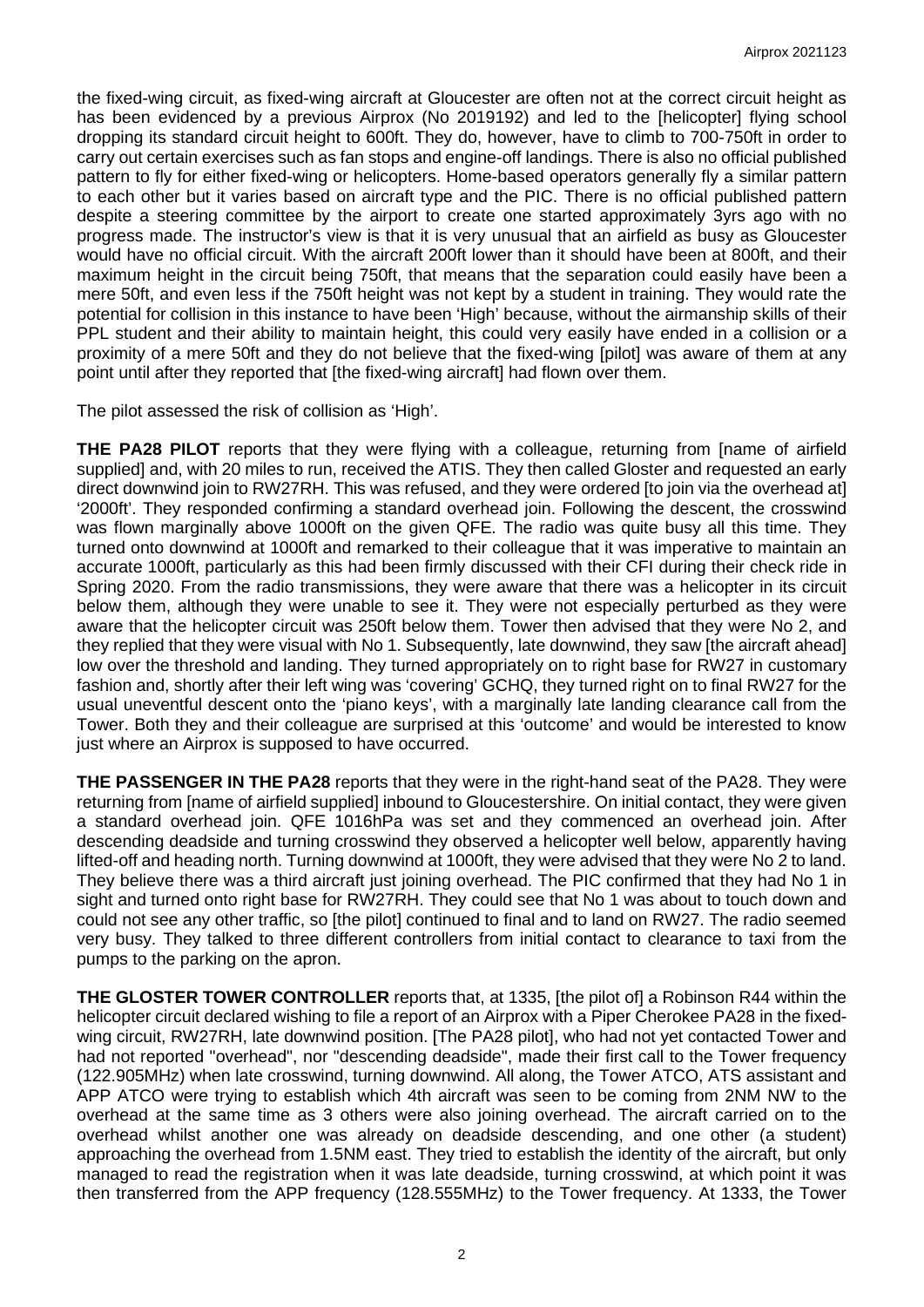the fixed-wing circuit, as fixed-wing aircraft at Gloucester are often not at the correct circuit height as has been evidenced by a previous Airprox (No 2019192) and led to the [helicopter] flying school dropping its standard circuit height to 600ft. They do, however, have to climb to 700-750ft in order to carry out certain exercises such as fan stops and engine-off landings. There is also no official published pattern to fly for either fixed-wing or helicopters. Home-based operators generally fly a similar pattern to each other but it varies based on aircraft type and the PIC. There is no official published pattern despite a steering committee by the airport to create one started approximately 3yrs ago with no progress made. The instructor's view is that it is very unusual that an airfield as busy as Gloucester would have no official circuit. With the aircraft 200ft lower than it should have been at 800ft, and their maximum height in the circuit being 750ft, that means that the separation could easily have been a mere 50ft, and even less if the 750ft height was not kept by a student in training. They would rate the potential for collision in this instance to have been 'High' because, without the airmanship skills of their PPL student and their ability to maintain height, this could very easily have ended in a collision or a proximity of a mere 50ft and they do not believe that the fixed-wing [pilot] was aware of them at any point until after they reported that [the fixed-wing aircraft] had flown over them.

The pilot assessed the risk of collision as 'High'.

**THE PA28 PILOT** reports that they were flying with a colleague, returning from [name of airfield supplied] and, with 20 miles to run, received the ATIS. They then called Gloster and requested an early direct downwind join to RW27RH. This was refused, and they were ordered [to join via the overhead at] '2000ft'. They responded confirming a standard overhead join. Following the descent, the crosswind was flown marginally above 1000ft on the given QFE. The radio was quite busy all this time. They turned onto downwind at 1000ft and remarked to their colleague that it was imperative to maintain an accurate 1000ft, particularly as this had been firmly discussed with their CFI during their check ride in Spring 2020. From the radio transmissions, they were aware that there was a helicopter in its circuit below them, although they were unable to see it. They were not especially perturbed as they were aware that the helicopter circuit was 250ft below them. Tower then advised that they were No 2, and they replied that they were visual with No 1. Subsequently, late downwind, they saw [the aircraft ahead] low over the threshold and landing. They turned appropriately on to right base for RW27 in customary fashion and, shortly after their left wing was 'covering' GCHQ, they turned right on to final RW27 for the usual uneventful descent onto the 'piano keys', with a marginally late landing clearance call from the Tower. Both they and their colleague are surprised at this 'outcome' and would be interested to know just where an Airprox is supposed to have occurred.

**THE PASSENGER IN THE PA28** reports that they were in the right-hand seat of the PA28. They were returning from [name of airfield supplied] inbound to Gloucestershire. On initial contact, they were given a standard overhead join. QFE 1016hPa was set and they commenced an overhead join. After descending deadside and turning crosswind they observed a helicopter well below, apparently having lifted-off and heading north. Turning downwind at 1000ft, they were advised that they were No 2 to land. They believe there was a third aircraft just joining overhead. The PIC confirmed that they had No 1 in sight and turned onto right base for RW27RH. They could see that No 1 was about to touch down and could not see any other traffic, so [the pilot] continued to final and to land on RW27. The radio seemed very busy. They talked to three different controllers from initial contact to clearance to taxi from the pumps to the parking on the apron.

**THE GLOSTER TOWER CONTROLLER** reports that, at 1335, [the pilot of] a Robinson R44 within the helicopter circuit declared wishing to file a report of an Airprox with a Piper Cherokee PA28 in the fixed-wing circuit, RW27RH, late downwind position. [The PA28 pilot], who had not yet contacted Tower and had not reported "overhead", nor "descending deadside", made their first call to the Tower frequency (122.905MHz) when late crosswind, turning downwind. All along, the Tower ATCO, ATS assistant and APP ATCO were trying to establish which 4th aircraft was seen to be coming from 2NM NW to the overhead at the same time as 3 others were also joining overhead. The aircraft carried on to the overhead whilst another one was already on deadside descending, and one other (a student) approaching the overhead from 1.5NM east. They tried to establish the identity of the aircraft, but only managed to read the registration when it was late deadside, turning crosswind, at which point it was then transferred from the APP frequency (128.555MHz) to the Tower frequency. At 1333, the Tower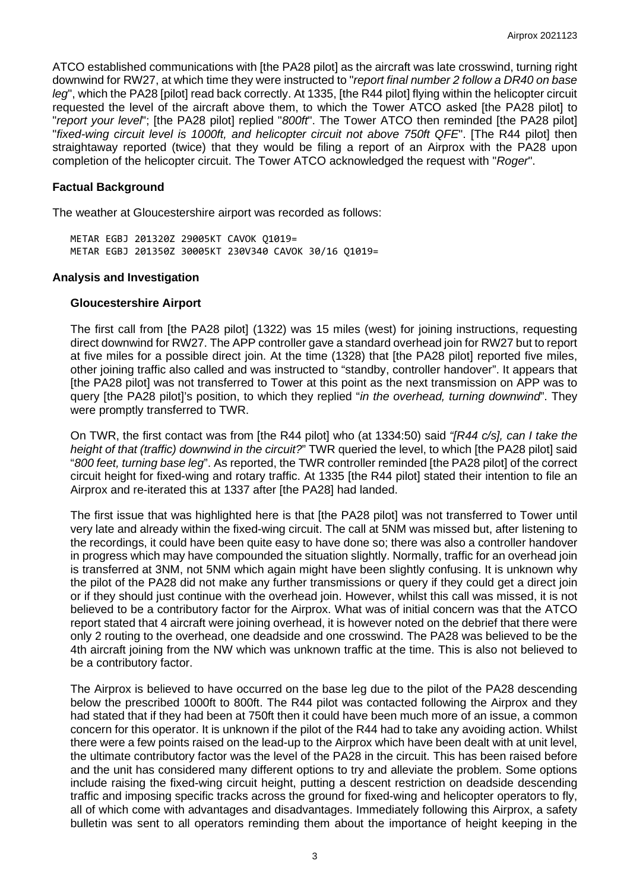ATCO established communications with [the PA28 pilot] as the aircraft was late crosswind, turning right downwind for RW27, at which time they were instructed to "*report final number 2 follow a DR40 on base leg*", which the PA28 [pilot] read back correctly. At 1335, [the R44 pilot] flying within the helicopter circuit requested the level of the aircraft above them, to which the Tower ATCO asked [the PA28 pilot] to "*report your level*"; [the PA28 pilot] replied "*800ft*". The Tower ATCO then reminded [the PA28 pilot] "*fixed-wing circuit level is 1000ft, and helicopter circuit not above 750ft QFE*". [The R44 pilot] then straightaway reported (twice) that they would be filing a report of an Airprox with the PA28 upon completion of the helicopter circuit. The Tower ATCO acknowledged the request with "*Roger*".

## Factual Background

The weather at Gloucestershire airport was recorded as follows:

```
METAR EGBJ 201320Z 29005KT CAVOK Q1019=
METAR EGBJ 201350Z 30005KT 230V340 CAVOK 30/16 Q1019=
```

## Analysis and Investigation

### Gloucestershire Airport

The first call from [the PA28 pilot] (1322) was 15 miles (west) for joining instructions, requesting direct downwind for RW27. The APP controller gave a standard overhead join for RW27 but to report at five miles for a possible direct join. At the time (1328) that [the PA28 pilot] reported five miles, other joining traffic also called and was instructed to "standby, controller handover". It appears that [the PA28 pilot] was not transferred to Tower at this point as the next transmission on APP was to query [the PA28 pilot]'s position, to which they replied "*in the overhead, turning downwind*". They were promptly transferred to TWR.

On TWR, the first contact was from [the R44 pilot] who (at 1334:50) said *"[R44 c/s], can I take the height of that (traffic) downwind in the circuit?"* TWR queried the level, to which [the PA28 pilot] said "*800 feet, turning base leg*". As reported, the TWR controller reminded [the PA28 pilot] of the correct circuit height for fixed-wing and rotary traffic. At 1335 [the R44 pilot] stated their intention to file an Airprox and re-iterated this at 1337 after [the PA28] had landed.

The first issue that was highlighted here is that [the PA28 pilot] was not transferred to Tower until very late and already within the fixed-wing circuit. The call at 5NM was missed but, after listening to the recordings, it could have been quite easy to have done so; there was also a controller handover in progress which may have compounded the situation slightly. Normally, traffic for an overhead join is transferred at 3NM, not 5NM which again might have been slightly confusing. It is unknown why the pilot of the PA28 did not make any further transmissions or query if they could get a direct join or if they should just continue with the overhead join. However, whilst this call was missed, it is not believed to be a contributory factor for the Airprox. What was of initial concern was that the ATCO report stated that 4 aircraft were joining overhead, it is however noted on the debrief that there were only 2 routing to the overhead, one deadside and one crosswind. The PA28 was believed to be the 4th aircraft joining from the NW which was unknown traffic at the time. This is also not believed to be a contributory factor.

The Airprox is believed to have occurred on the base leg due to the pilot of the PA28 descending below the prescribed 1000ft to 800ft. The R44 pilot was contacted following the Airprox and they had stated that if they had been at 750ft then it could have been much more of an issue, a common concern for this operator. It is unknown if the pilot of the R44 had to take any avoiding action. Whilst there were a few points raised on the lead-up to the Airprox which have been dealt with at unit level, the ultimate contributory factor was the level of the PA28 in the circuit. This has been raised before and the unit has considered many different options to try and alleviate the problem. Some options include raising the fixed-wing circuit height, putting a descent restriction on deadside descending traffic and imposing specific tracks across the ground for fixed-wing and helicopter operators to fly, all of which come with advantages and disadvantages. Immediately following this Airprox, a safety bulletin was sent to all operators reminding them about the importance of height keeping in the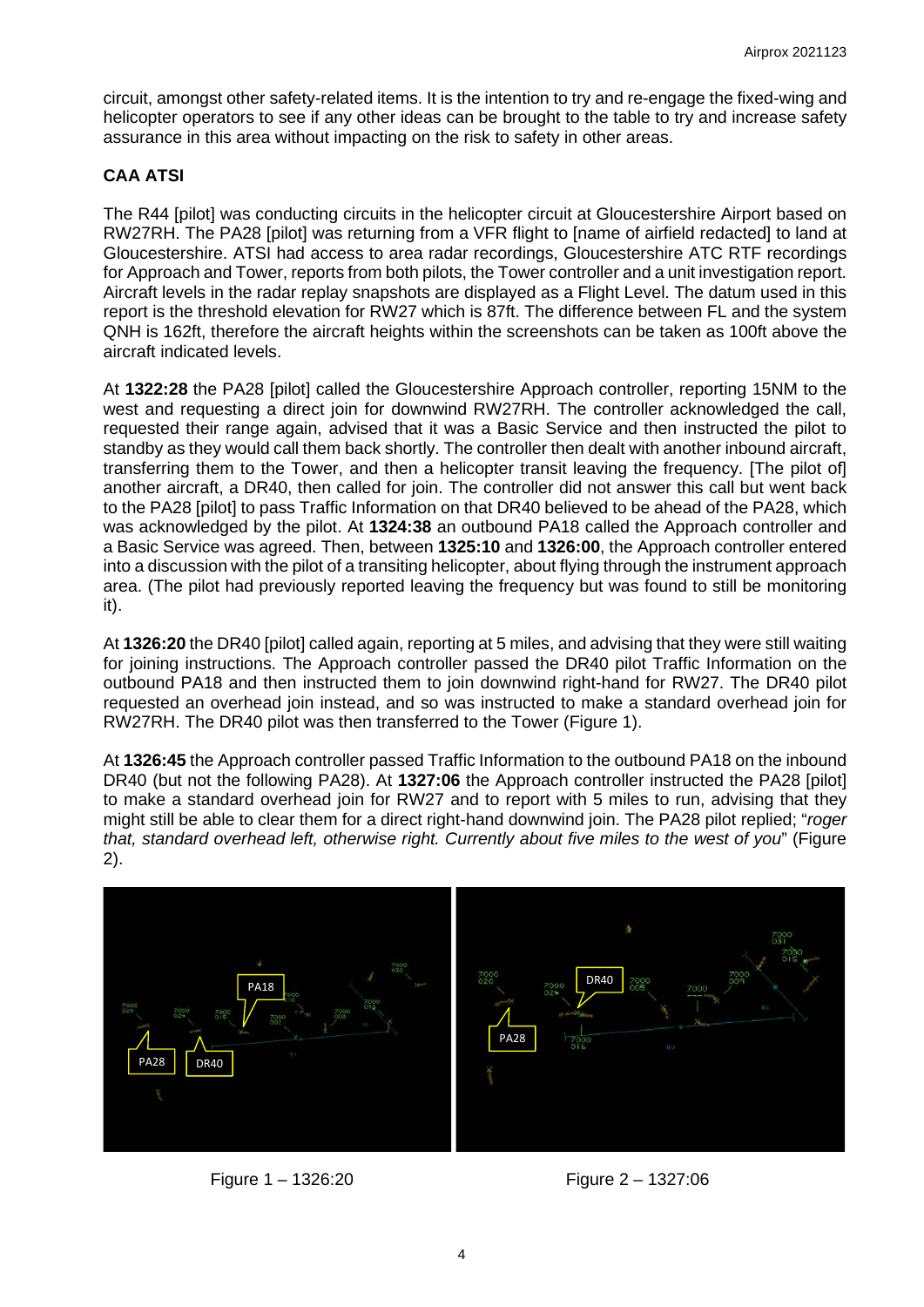circuit, amongst other safety-related items. It is the intention to try and re-engage the fixed-wing and helicopter operators to see if any other ideas can be brought to the table to try and increase safety assurance in this area without impacting on the risk to safety in other areas.

### CAA ATSI

The R44 [pilot] was conducting circuits in the helicopter circuit at Gloucestershire Airport based on RW27RH. The PA28 [pilot] was returning from a VFR flight to [name of airfield redacted] to land at Gloucestershire. ATSI had access to area radar recordings, Gloucestershire ATC RTF recordings for Approach and Tower, reports from both pilots, the Tower controller and a unit investigation report. Aircraft levels in the radar replay snapshots are displayed as a Flight Level. The datum used in this report is the threshold elevation for RW27 which is 87ft. The difference between FL and the system QNH is 162ft, therefore the aircraft heights within the screenshots can be taken as 100ft above the aircraft indicated levels.

At **1322:28** the PA28 [pilot] called the Gloucestershire Approach controller, reporting 15NM to the west and requesting a direct join for downwind RW27RH. The controller acknowledged the call, requested their range again, advised that it was a Basic Service and then instructed the pilot to standby as they would call them back shortly. The controller then dealt with another inbound aircraft, transferring them to the Tower, and then a helicopter transit leaving the frequency. [The pilot of] another aircraft, a DR40, then called for join. The controller did not answer this call but went back to the PA28 [pilot] to pass Traffic Information on that DR40 believed to be ahead of the PA28, which was acknowledged by the pilot. At **1324:38** an outbound PA18 called the Approach controller and a Basic Service was agreed. Then, between **1325:10** and **1326:00**, the Approach controller entered into a discussion with the pilot of a transiting helicopter, about flying through the instrument approach area. (The pilot had previously reported leaving the frequency but was found to still be monitoring it).

At **1326:20** the DR40 [pilot] called again, reporting at 5 miles, and advising that they were still waiting for joining instructions. The Approach controller passed the DR40 pilot Traffic Information on the outbound PA18 and then instructed them to join downwind right-hand for RW27. The DR40 pilot requested an overhead join instead, and so was instructed to make a standard overhead join for RW27RH. The DR40 pilot was then transferred to the Tower (Figure 1).

At **1326:45** the Approach controller passed Traffic Information to the outbound PA18 on the inbound DR40 (but not the following PA28). At **1327:06** the Approach controller instructed the PA28 [pilot] to make a standard overhead join for RW27 and to report with 5 miles to run, advising that they might still be able to clear them for a direct right-hand downwind join. The PA28 pilot replied; "*roger that, standard overhead left, otherwise right. Currently about five miles to the west of you*" (Figure 2).

Figure 1 – 1326:20

Figure 2 – 1327:06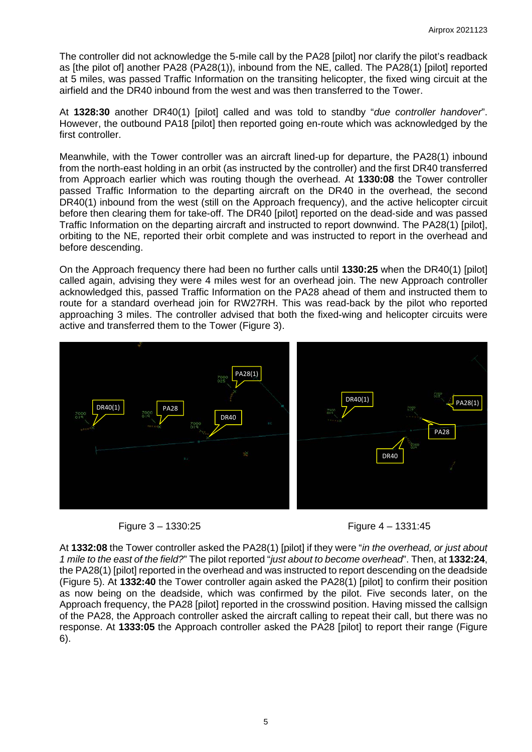The controller did not acknowledge the 5-mile call by the PA28 [pilot] nor clarify the pilot's readback as [the pilot of] another PA28 (PA28(1)), inbound from the NE, called. The PA28(1) [pilot] reported at 5 miles, was passed Traffic Information on the transiting helicopter, the fixed wing circuit at the airfield and the DR40 inbound from the west and was then transferred to the Tower.

At **1328:30** another DR40(1) [pilot] called and was told to standby "*due controller handover*". However, the outbound PA18 [pilot] then reported going en-route which was acknowledged by the first controller.

Meanwhile, with the Tower controller was an aircraft lined-up for departure, the PA28(1) inbound from the north-east holding in an orbit (as instructed by the controller) and the first DR40 transferred from Approach earlier which was routing though the overhead. At **1330:08** the Tower controller passed Traffic Information to the departing aircraft on the DR40 in the overhead, the second DR40(1) inbound from the west (still on the Approach frequency), and the active helicopter circuit before then clearing them for take-off. The DR40 [pilot] reported on the dead-side and was passed Traffic Information on the departing aircraft and instructed to report downwind. The PA28(1) [pilot], orbiting to the NE, reported their orbit complete and was instructed to report in the overhead and before descending.

On the Approach frequency there had been no further calls until **1330:25** when the DR40(1) [pilot] called again, advising they were 4 miles west for an overhead join. The new Approach controller acknowledged this, passed Traffic Information on the PA28 ahead of them and instructed them to route for a standard overhead join for RW27RH. This was read-back by the pilot who reported approaching 3 miles. The controller advised that both the fixed-wing and helicopter circuits were active and transferred them to the Tower (Figure 3).

Figure 3 – 1330:25

Figure 4 – 1331:45

At **1332:08** the Tower controller asked the PA28(1) [pilot] if they were "*in the overhead, or just about 1 mile to the east of the field?*" The pilot reported "*just about to become overhead*". Then, at **1332:24**, the PA28(1) [pilot] reported in the overhead and was instructed to report descending on the deadside (Figure 5). At **1332:40** the Tower controller again asked the PA28(1) [pilot] to confirm their position as now being on the deadside, which was confirmed by the pilot. Five seconds later, on the Approach frequency, the PA28 [pilot] reported in the crosswind position. Having missed the callsign of the PA28, the Approach controller asked the aircraft calling to repeat their call, but there was no response. At **1333:05** the Approach controller asked the PA28 [pilot] to report their range (Figure 6).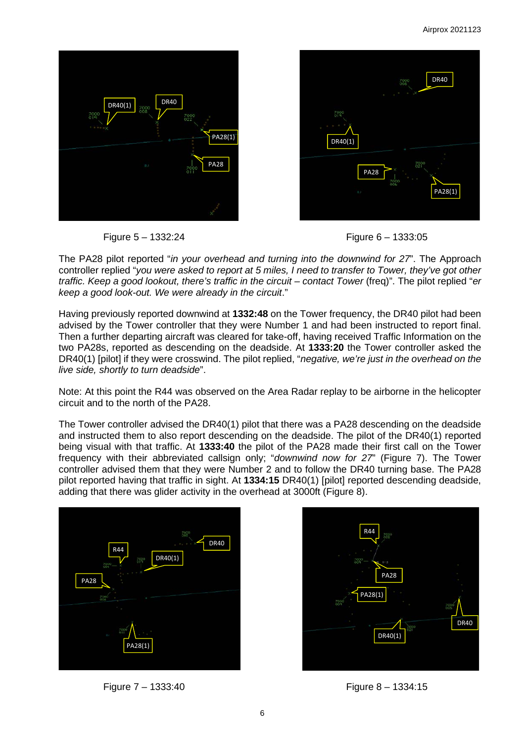Figure 5 – 1332:24

Figure 6 – 1333:05

The PA28 pilot reported "*in your overhead and turning into the downwind for 27*". The Approach controller replied "*you were asked to report at 5 miles, I need to transfer to Tower, they've got other traffic. Keep a good lookout, there's traffic in the circuit – contact Tower* (freq)". The pilot replied "*er keep a good look-out. We were already in the circuit*."

Having previously reported downwind at **1332:48** on the Tower frequency, the DR40 pilot had been advised by the Tower controller that they were Number 1 and had been instructed to report final. Then a further departing aircraft was cleared for take-off, having received Traffic Information on the two PA28s, reported as descending on the deadside. At **1333:20** the Tower controller asked the DR40(1) [pilot] if they were crosswind. The pilot replied, "*negative, we're just in the overhead on the live side, shortly to turn deadside*".

Note: At this point the R44 was observed on the Area Radar replay to be airborne in the helicopter circuit and to the north of the PA28.

The Tower controller advised the DR40(1) pilot that there was a PA28 descending on the deadside and instructed them to also report descending on the deadside. The pilot of the DR40(1) reported being visual with that traffic. At **1333:40** the pilot of the PA28 made their first call on the Tower frequency with their abbreviated callsign only; "*downwind now for 27*" (Figure 7). The Tower controller advised them that they were Number 2 and to follow the DR40 turning base. The PA28 pilot reported having that traffic in sight. At **1334:15** DR40(1) [pilot] reported descending deadside, adding that there was glider activity in the overhead at 3000ft (Figure 8).

Figure 7 – 1333:40

Figure 8 – 1334:15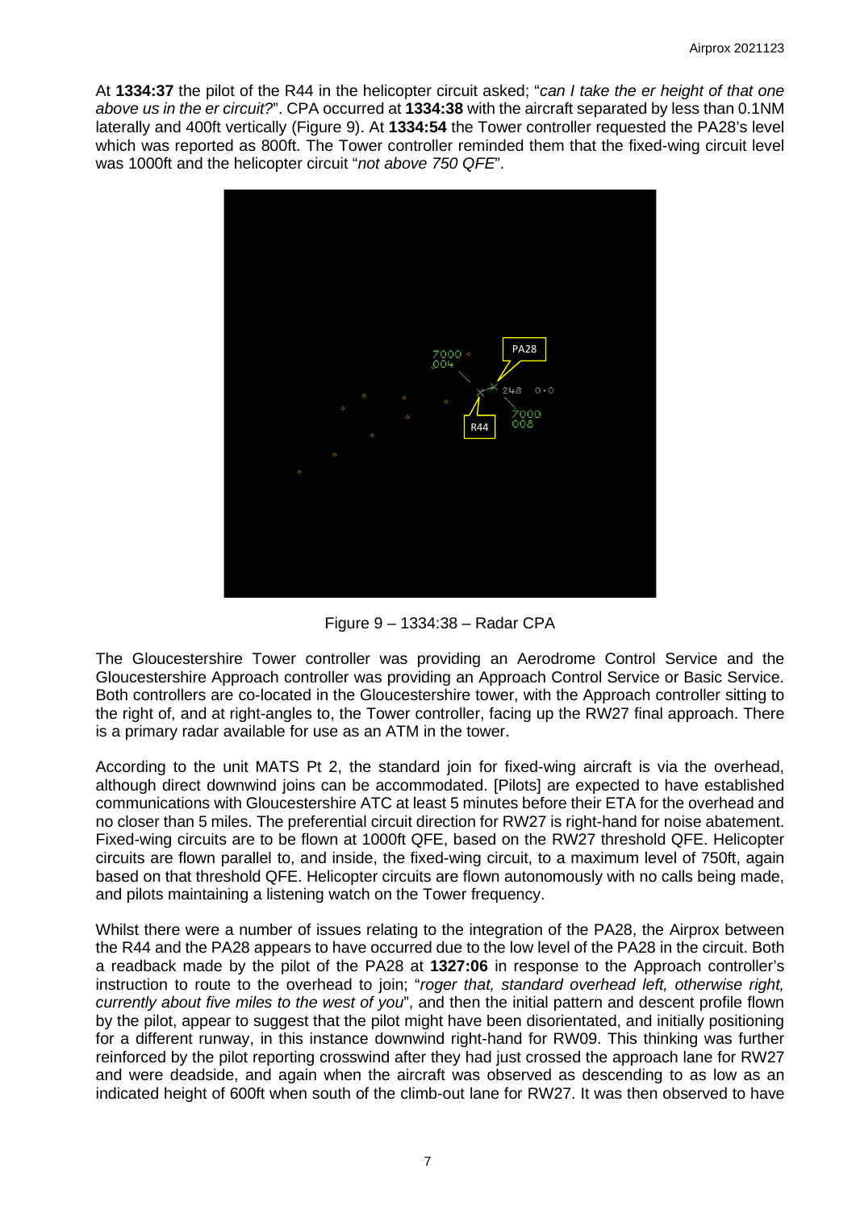At **1334:37** the pilot of the R44 in the helicopter circuit asked; "*can I take the er height of that one above us in the er circuit?*". CPA occurred at **1334:38** with the aircraft separated by less than 0.1NM laterally and 400ft vertically (Figure 9). At **1334:54** the Tower controller requested the PA28's level which was reported as 800ft. The Tower controller reminded them that the fixed-wing circuit level was 1000ft and the helicopter circuit "*not above 750 QFE*".

Figure 9 – 1334:38 – Radar CPA

The Gloucestershire Tower controller was providing an Aerodrome Control Service and the Gloucestershire Approach controller was providing an Approach Control Service or Basic Service. Both controllers are co-located in the Gloucestershire tower, with the Approach controller sitting to the right of, and at right-angles to, the Tower controller, facing up the RW27 final approach. There is a primary radar available for use as an ATM in the tower.

According to the unit MATS Pt 2, the standard join for fixed-wing aircraft is via the overhead, although direct downwind joins can be accommodated. [Pilots] are expected to have established communications with Gloucestershire ATC at least 5 minutes before their ETA for the overhead and no closer than 5 miles. The preferential circuit direction for RW27 is right-hand for noise abatement. Fixed-wing circuits are to be flown at 1000ft QFE, based on the RW27 threshold QFE. Helicopter circuits are flown parallel to, and inside, the fixed-wing circuit, to a maximum level of 750ft, again based on that threshold QFE. Helicopter circuits are flown autonomously with no calls being made, and pilots maintaining a listening watch on the Tower frequency.

Whilst there were a number of issues relating to the integration of the PA28, the Airprox between the R44 and the PA28 appears to have occurred due to the low level of the PA28 in the circuit. Both a readback made by the pilot of the PA28 at **1327:06** in response to the Approach controller's instruction to route to the overhead to join; "*roger that, standard overhead left, otherwise right, currently about five miles to the west of you*", and then the initial pattern and descent profile flown by the pilot, appear to suggest that the pilot might have been disorientated, and initially positioning for a different runway, in this instance downwind right-hand for RW09. This thinking was further reinforced by the pilot reporting crosswind after they had just crossed the approach lane for RW27 and were deadside, and again when the aircraft was observed as descending to as low as an indicated height of 600ft when south of the climb-out lane for RW27. It was then observed to have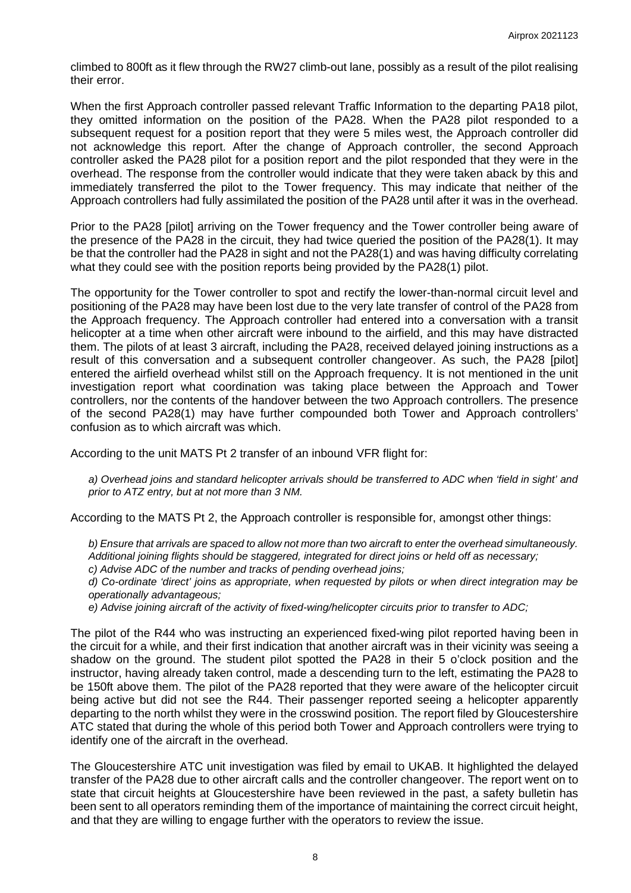climbed to 800ft as it flew through the RW27 climb-out lane, possibly as a result of the pilot realising their error.

When the first Approach controller passed relevant Traffic Information to the departing PA18 pilot, they omitted information on the position of the PA28. When the PA28 pilot responded to a subsequent request for a position report that they were 5 miles west, the Approach controller did not acknowledge this report. After the change of Approach controller, the second Approach controller asked the PA28 pilot for a position report and the pilot responded that they were in the overhead. The response from the controller would indicate that they were taken aback by this and immediately transferred the pilot to the Tower frequency. This may indicate that neither of the Approach controllers had fully assimilated the position of the PA28 until after it was in the overhead.

Prior to the PA28 [pilot] arriving on the Tower frequency and the Tower controller being aware of the presence of the PA28 in the circuit, they had twice queried the position of the PA28(1). It may be that the controller had the PA28 in sight and not the PA28(1) and was having difficulty correlating what they could see with the position reports being provided by the PA28(1) pilot.

The opportunity for the Tower controller to spot and rectify the lower-than-normal circuit level and positioning of the PA28 may have been lost due to the very late transfer of control of the PA28 from the Approach frequency. The Approach controller had entered into a conversation with a transit helicopter at a time when other aircraft were inbound to the airfield, and this may have distracted them. The pilots of at least 3 aircraft, including the PA28, received delayed joining instructions as a result of this conversation and a subsequent controller changeover. As such, the PA28 [pilot] entered the airfield overhead whilst still on the Approach frequency. It is not mentioned in the unit investigation report what coordination was taking place between the Approach and Tower controllers, nor the contents of the handover between the two Approach controllers. The presence of the second PA28(1) may have further compounded both Tower and Approach controllers' confusion as to which aircraft was which.

According to the unit MATS Pt 2 transfer of an inbound VFR flight for:

*a) Overhead joins and standard helicopter arrivals should be transferred to ADC when 'field in sight' and prior to ATZ entry, but at not more than 3 NM.*

According to the MATS Pt 2, the Approach controller is responsible for, amongst other things:

*b) Ensure that arrivals are spaced to allow not more than two aircraft to enter the overhead simultaneously. Additional joining flights should be staggered, integrated for direct joins or held off as necessary;*
*c) Advise ADC of the number and tracks of pending overhead joins;*
*d) Co-ordinate 'direct' joins as appropriate, when requested by pilots or when direct integration may be operationally advantageous;*
*e) Advise joining aircraft of the activity of fixed-wing/helicopter circuits prior to transfer to ADC;*

The pilot of the R44 who was instructing an experienced fixed-wing pilot reported having been in the circuit for a while, and their first indication that another aircraft was in their vicinity was seeing a shadow on the ground. The student pilot spotted the PA28 in their 5 o'clock position and the instructor, having already taken control, made a descending turn to the left, estimating the PA28 to be 150ft above them. The pilot of the PA28 reported that they were aware of the helicopter circuit being active but did not see the R44. Their passenger reported seeing a helicopter apparently departing to the north whilst they were in the crosswind position. The report filed by Gloucestershire ATC stated that during the whole of this period both Tower and Approach controllers were trying to identify one of the aircraft in the overhead.

The Gloucestershire ATC unit investigation was filed by email to UKAB. It highlighted the delayed transfer of the PA28 due to other aircraft calls and the controller changeover. The report went on to state that circuit heights at Gloucestershire have been reviewed in the past, a safety bulletin has been sent to all operators reminding them of the importance of maintaining the correct circuit height, and that they are willing to engage further with the operators to review the issue.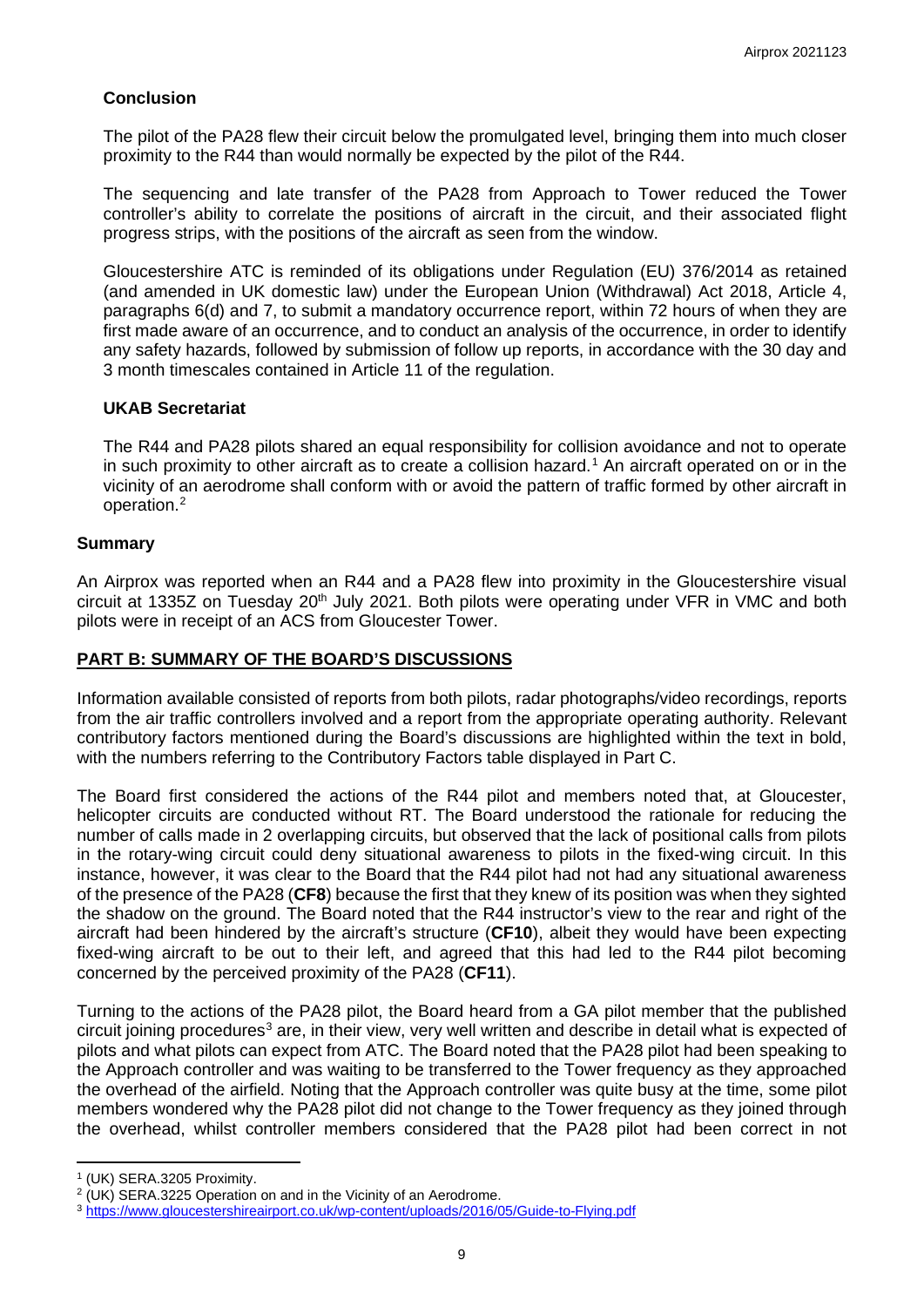### Conclusion

The pilot of the PA28 flew their circuit below the promulgated level, bringing them into much closer proximity to the R44 than would normally be expected by the pilot of the R44.

The sequencing and late transfer of the PA28 from Approach to Tower reduced the Tower controller's ability to correlate the positions of aircraft in the circuit, and their associated flight progress strips, with the positions of the aircraft as seen from the window.

Gloucestershire ATC is reminded of its obligations under Regulation (EU) 376/2014 as retained (and amended in UK domestic law) under the European Union (Withdrawal) Act 2018, Article 4, paragraphs 6(d) and 7, to submit a mandatory occurrence report, within 72 hours of when they are first made aware of an occurrence, and to conduct an analysis of the occurrence, in order to identify any safety hazards, followed by submission of follow up reports, in accordance with the 30 day and 3 month timescales contained in Article 11 of the regulation.

### UKAB Secretariat

The R44 and PA28 pilots shared an equal responsibility for collision avoidance and not to operate in such proximity to other aircraft as to create a collision hazard.[1] An aircraft operated on or in the vicinity of an aerodrome shall conform with or avoid the pattern of traffic formed by other aircraft in operation.[2]

## Summary

An Airprox was reported when an R44 and a PA28 flew into proximity in the Gloucestershire visual circuit at 1335Z on Tuesday 20th July 2021. Both pilots were operating under VFR in VMC and both pilots were in receipt of an ACS from Gloucester Tower.

## PART B: SUMMARY OF THE BOARD'S DISCUSSIONS

Information available consisted of reports from both pilots, radar photographs/video recordings, reports from the air traffic controllers involved and a report from the appropriate operating authority. Relevant contributory factors mentioned during the Board's discussions are highlighted within the text in bold, with the numbers referring to the Contributory Factors table displayed in Part C.

The Board first considered the actions of the R44 pilot and members noted that, at Gloucester, helicopter circuits are conducted without RT. The Board understood the rationale for reducing the number of calls made in 2 overlapping circuits, but observed that the lack of positional calls from pilots in the rotary-wing circuit could deny situational awareness to pilots in the fixed-wing circuit. In this instance, however, it was clear to the Board that the R44 pilot had not had any situational awareness of the presence of the PA28 (**CF8**) because the first that they knew of its position was when they sighted the shadow on the ground. The Board noted that the R44 instructor's view to the rear and right of the aircraft had been hindered by the aircraft's structure (**CF10**), albeit they would have been expecting fixed-wing aircraft to be out to their left, and agreed that this had led to the R44 pilot becoming concerned by the perceived proximity of the PA28 (**CF11**).

Turning to the actions of the PA28 pilot, the Board heard from a GA pilot member that the published circuit joining procedures[3] are, in their view, very well written and describe in detail what is expected of pilots and what pilots can expect from ATC. The Board noted that the PA28 pilot had been speaking to the Approach controller and was waiting to be transferred to the Tower frequency as they approached the overhead of the airfield. Noting that the Approach controller was quite busy at the time, some pilot members wondered why the PA28 pilot did not change to the Tower frequency as they joined through the overhead, whilst controller members considered that the PA28 pilot had been correct in not

---

[1] (UK) SERA.3205 Proximity.

[2] (UK) SERA.3225 Operation on and in the Vicinity of an Aerodrome.

[3] https://www.gloucestershireairport.co.uk/wp-content/uploads/2016/05/Guide-to-Flying.pdf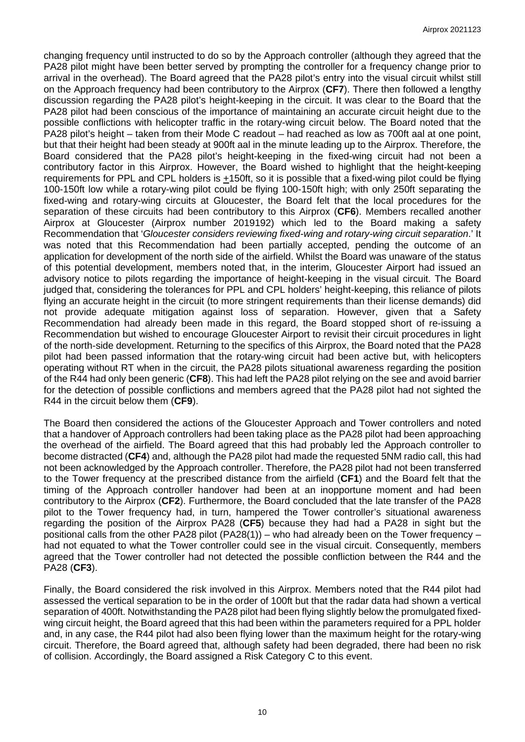changing frequency until instructed to do so by the Approach controller (although they agreed that the PA28 pilot might have been better served by prompting the controller for a frequency change prior to arrival in the overhead). The Board agreed that the PA28 pilot's entry into the visual circuit whilst still on the Approach frequency had been contributory to the Airprox (**CF7**). There then followed a lengthy discussion regarding the PA28 pilot's height-keeping in the circuit. It was clear to the Board that the PA28 pilot had been conscious of the importance of maintaining an accurate circuit height due to the possible conflictions with helicopter traffic in the rotary-wing circuit below. The Board noted that the PA28 pilot's height – taken from their Mode C readout – had reached as low as 700ft aal at one point, but that their height had been steady at 900ft aal in the minute leading up to the Airprox. Therefore, the Board considered that the PA28 pilot's height-keeping in the fixed-wing circuit had not been a contributory factor in this Airprox. However, the Board wished to highlight that the height-keeping requirements for PPL and CPL holders is ±150ft, so it is possible that a fixed-wing pilot could be flying 100-150ft low while a rotary-wing pilot could be flying 100-150ft high; with only 250ft separating the fixed-wing and rotary-wing circuits at Gloucester, the Board felt that the local procedures for the separation of these circuits had been contributory to this Airprox (**CF6**). Members recalled another Airprox at Gloucester (Airprox number 2019192) which led to the Board making a safety Recommendation that '*Gloucester considers reviewing fixed-wing and rotary-wing circuit separation*.' It was noted that this Recommendation had been partially accepted, pending the outcome of an application for development of the north side of the airfield. Whilst the Board was unaware of the status of this potential development, members noted that, in the interim, Gloucester Airport had issued an advisory notice to pilots regarding the importance of height-keeping in the visual circuit. The Board judged that, considering the tolerances for PPL and CPL holders' height-keeping, this reliance of pilots flying an accurate height in the circuit (to more stringent requirements than their license demands) did not provide adequate mitigation against loss of separation. However, given that a Safety Recommendation had already been made in this regard, the Board stopped short of re-issuing a Recommendation but wished to encourage Gloucester Airport to revisit their circuit procedures in light of the north-side development. Returning to the specifics of this Airprox, the Board noted that the PA28 pilot had been passed information that the rotary-wing circuit had been active but, with helicopters operating without RT when in the circuit, the PA28 pilots situational awareness regarding the position of the R44 had only been generic (**CF8**). This had left the PA28 pilot relying on the see and avoid barrier for the detection of possible conflictions and members agreed that the PA28 pilot had not sighted the R44 in the circuit below them (**CF9**).

The Board then considered the actions of the Gloucester Approach and Tower controllers and noted that a handover of Approach controllers had been taking place as the PA28 pilot had been approaching the overhead of the airfield. The Board agreed that this had probably led the Approach controller to become distracted (**CF4**) and, although the PA28 pilot had made the requested 5NM radio call, this had not been acknowledged by the Approach controller. Therefore, the PA28 pilot had not been transferred to the Tower frequency at the prescribed distance from the airfield (**CF1**) and the Board felt that the timing of the Approach controller handover had been at an inopportune moment and had been contributory to the Airprox (**CF2**). Furthermore, the Board concluded that the late transfer of the PA28 pilot to the Tower frequency had, in turn, hampered the Tower controller's situational awareness regarding the position of the Airprox PA28 (**CF5**) because they had had a PA28 in sight but the positional calls from the other PA28 pilot (PA28(1)) – who had already been on the Tower frequency – had not equated to what the Tower controller could see in the visual circuit. Consequently, members agreed that the Tower controller had not detected the possible confliction between the R44 and the PA28 (**CF3**).

Finally, the Board considered the risk involved in this Airprox. Members noted that the R44 pilot had assessed the vertical separation to be in the order of 100ft but that the radar data had shown a vertical separation of 400ft. Notwithstanding the PA28 pilot had been flying slightly below the promulgated fixed-wing circuit height, the Board agreed that this had been within the parameters required for a PPL holder and, in any case, the R44 pilot had also been flying lower than the maximum height for the rotary-wing circuit. Therefore, the Board agreed that, although safety had been degraded, there had been no risk of collision. Accordingly, the Board assigned a Risk Category C to this event.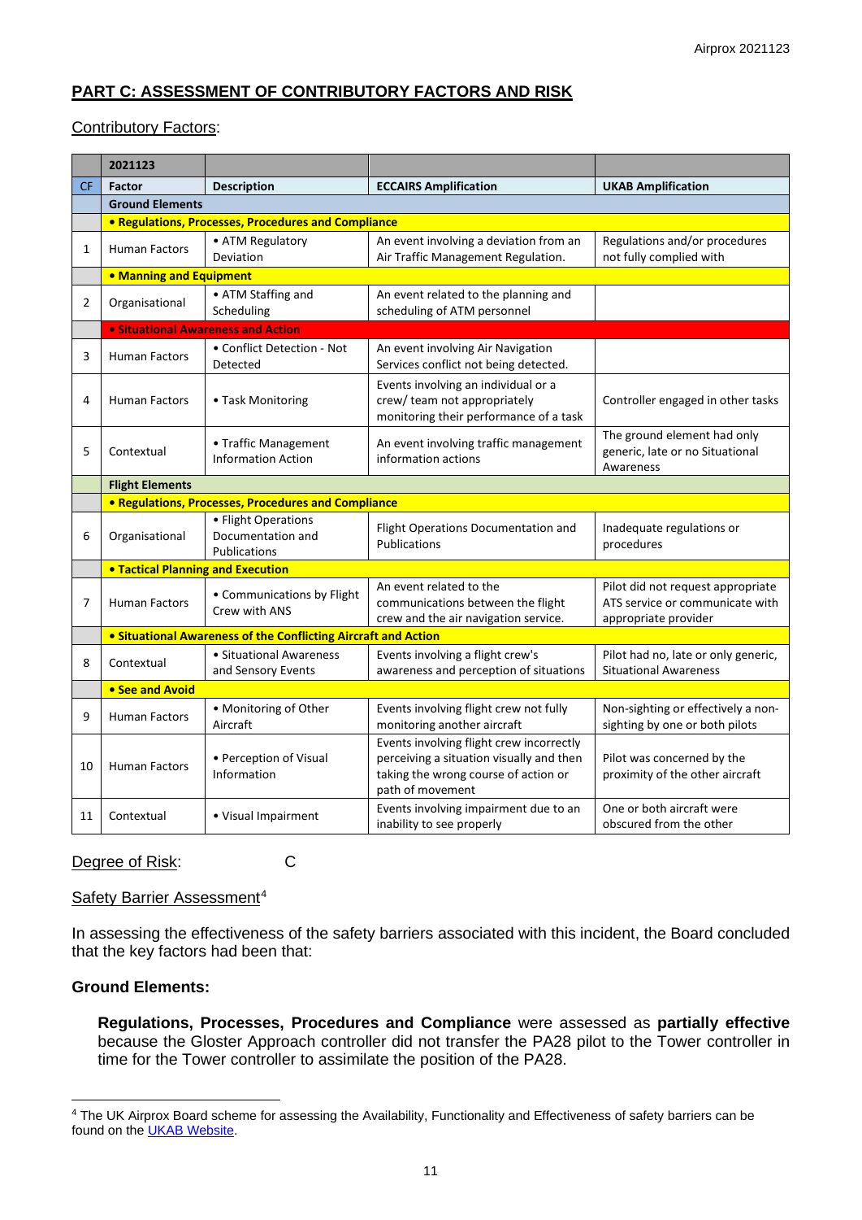## PART C: ASSESSMENT OF CONTRIBUTORY FACTORS AND RISK

Contributory Factors:

| | 2021123 | | | |
|---|---|---|---|---|
| CF | Factor | Description | ECCAIRS Amplification | UKAB Amplification |
| | **Ground Elements** | | | |
| | **• Regulations, Processes, Procedures and Compliance** | | | |
| 1 | Human Factors | • ATM Regulatory Deviation | An event involving a deviation from an Air Traffic Management Regulation. | Regulations and/or procedures not fully complied with |
| | **• Manning and Equipment** | | | |
| 2 | Organisational | • ATM Staffing and Scheduling | An event related to the planning and scheduling of ATM personnel | |
| | **• Situational Awareness and Action** | | | |
| 3 | Human Factors | • Conflict Detection - Not Detected | An event involving Air Navigation Services conflict not being detected. | |
| 4 | Human Factors | • Task Monitoring | Events involving an individual or a crew/ team not appropriately monitoring their performance of a task | Controller engaged in other tasks |
| 5 | Contextual | • Traffic Management Information Action | An event involving traffic management information actions | The ground element had only generic, late or no Situational Awareness |
| | **Flight Elements** | | | |
| | **• Regulations, Processes, Procedures and Compliance** | | | |
| 6 | Organisational | • Flight Operations Documentation and Publications | Flight Operations Documentation and Publications | Inadequate regulations or procedures |
| | **• Tactical Planning and Execution** | | | |
| 7 | Human Factors | • Communications by Flight Crew with ANS | An event related to the communications between the flight crew and the air navigation service. | Pilot did not request appropriate ATS service or communicate with appropriate provider |
| | **• Situational Awareness of the Conflicting Aircraft and Action** | | | |
| 8 | Contextual | • Situational Awareness and Sensory Events | Events involving a flight crew's awareness and perception of situations | Pilot had no, late or only generic, Situational Awareness |
| | **• See and Avoid** | | | |
| 9 | Human Factors | • Monitoring of Other Aircraft | Events involving flight crew not fully monitoring another aircraft | Non-sighting or effectively a non-sighting by one or both pilots |
| 10 | Human Factors | • Perception of Visual Information | Events involving flight crew incorrectly perceiving a situation visually and then taking the wrong course of action or path of movement | Pilot was concerned by the proximity of the other aircraft |
| 11 | Contextual | • Visual Impairment | Events involving impairment due to an inability to see properly | One or both aircraft were obscured from the other |

Degree of Risk: C

Safety Barrier Assessment[4]

In assessing the effectiveness of the safety barriers associated with this incident, the Board concluded that the key factors had been that:

**Ground Elements:**

**Regulations, Processes, Procedures and Compliance** were assessed as **partially effective** because the Gloster Approach controller did not transfer the PA28 pilot to the Tower controller in time for the Tower controller to assimilate the position of the PA28.

[4] The UK Airprox Board scheme for assessing the Availability, Functionality and Effectiveness of safety barriers can be found on the UKAB Website.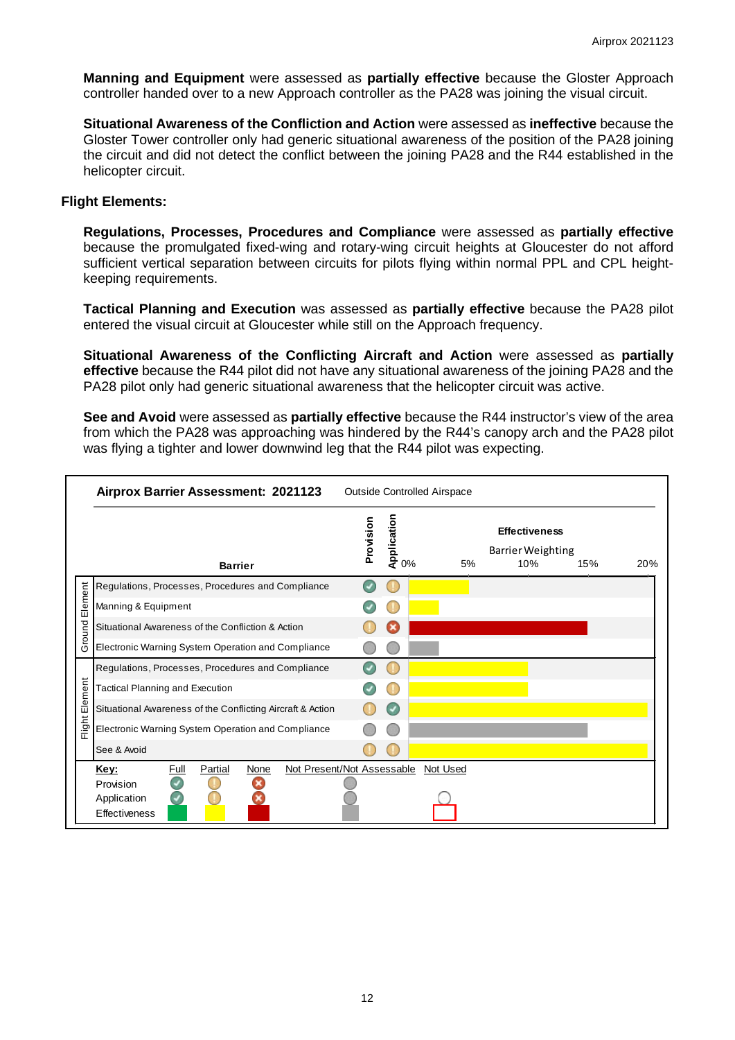**Manning and Equipment** were assessed as **partially effective** because the Gloster Approach controller handed over to a new Approach controller as the PA28 was joining the visual circuit.

**Situational Awareness of the Confliction and Action** were assessed as **ineffective** because the Gloster Tower controller only had generic situational awareness of the position of the PA28 joining the circuit and did not detect the conflict between the joining PA28 and the R44 established in the helicopter circuit.

**Flight Elements:**

**Regulations, Processes, Procedures and Compliance** were assessed as **partially effective** because the promulgated fixed-wing and rotary-wing circuit heights at Gloucester do not afford sufficient vertical separation between circuits for pilots flying within normal PPL and CPL height-keeping requirements.

**Tactical Planning and Execution** was assessed as **partially effective** because the PA28 pilot entered the visual circuit at Gloucester while still on the Approach frequency.

**Situational Awareness of the Conflicting Aircraft and Action** were assessed as **partially effective** because the R44 pilot did not have any situational awareness of the joining PA28 and the PA28 pilot only had generic situational awareness that the helicopter circuit was active.

**See and Avoid** were assessed as **partially effective** because the R44 instructor's view of the area from which the PA28 was approaching was hindered by the R44's canopy arch and the PA28 pilot was flying a tighter and lower downwind leg that the R44 pilot was expecting.

**Airprox Barrier Assessment: 2021123** Outside Controlled Airspace

Barrier

Provision

Application

Effectiveness

Barrier Weighting

0% 5% 10% 15% 20%

Ground Element

Regulations, Processes, Procedures and Compliance

Manning & Equipment

Situational Awareness of the Confliction & Action

Electronic Warning System Operation and Compliance

Flight Element

Regulations, Processes, Procedures and Compliance

Tactical Planning and Execution

Situational Awareness of the Conflicting Aircraft & Action

Electronic Warning System Operation and Compliance

See & Avoid

Key: Full Partial None Not Present/Not Assessable Not Used

Provision

Application

Effectiveness